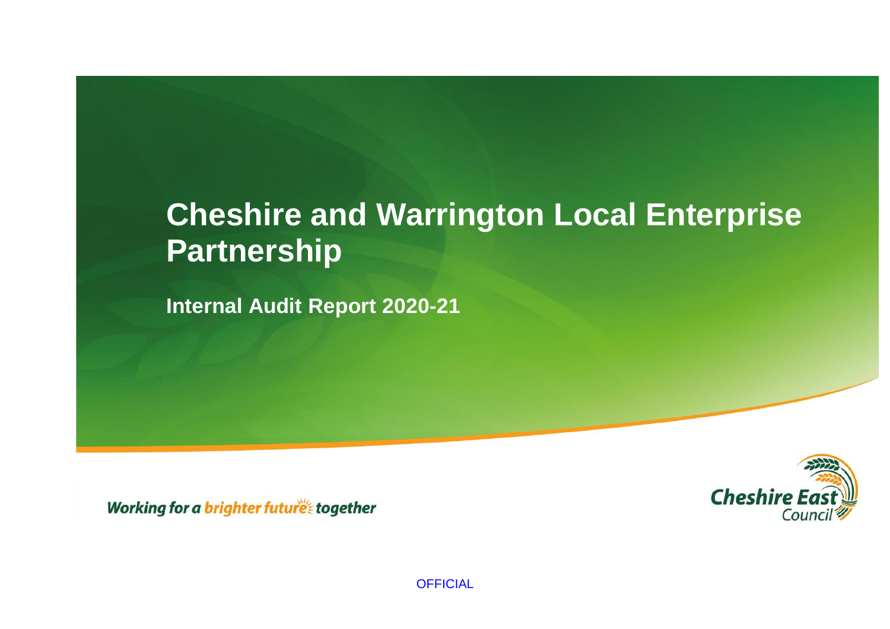# Cheshire and Warrington Local Enterprise Partnership

## Internal Audit Report 2020-21

*Working for a brighter future together*

Cheshire East Council

OFFICIAL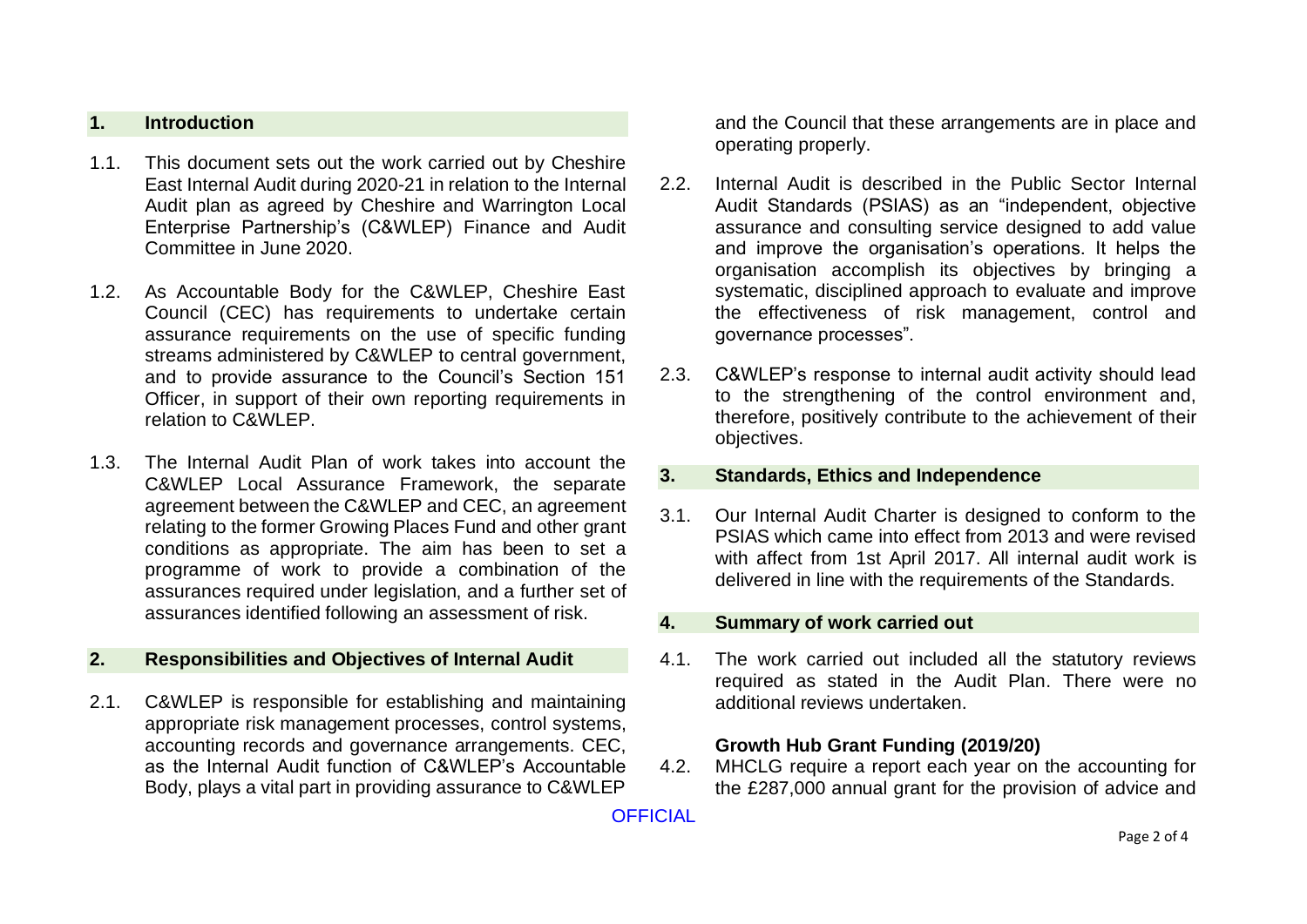## 1. Introduction

1.1. This document sets out the work carried out by Cheshire East Internal Audit during 2020-21 in relation to the Internal Audit plan as agreed by Cheshire and Warrington Local Enterprise Partnership's (C&WLEP) Finance and Audit Committee in June 2020.

1.2. As Accountable Body for the C&WLEP, Cheshire East Council (CEC) has requirements to undertake certain assurance requirements on the use of specific funding streams administered by C&WLEP to central government, and to provide assurance to the Council's Section 151 Officer, in support of their own reporting requirements in relation to C&WLEP.

1.3. The Internal Audit Plan of work takes into account the C&WLEP Local Assurance Framework, the separate agreement between the C&WLEP and CEC, an agreement relating to the former Growing Places Fund and other grant conditions as appropriate. The aim has been to set a programme of work to provide a combination of the assurances required under legislation, and a further set of assurances identified following an assessment of risk.

## 2. Responsibilities and Objectives of Internal Audit

2.1. C&WLEP is responsible for establishing and maintaining appropriate risk management processes, control systems, accounting records and governance arrangements. CEC, as the Internal Audit function of C&WLEP's Accountable Body, plays a vital part in providing assurance to C&WLEP and the Council that these arrangements are in place and operating properly.

2.2. Internal Audit is described in the Public Sector Internal Audit Standards (PSIAS) as an "independent, objective assurance and consulting service designed to add value and improve the organisation's operations. It helps the organisation accomplish its objectives by bringing a systematic, disciplined approach to evaluate and improve the effectiveness of risk management, control and governance processes".

2.3. C&WLEP's response to internal audit activity should lead to the strengthening of the control environment and, therefore, positively contribute to the achievement of their objectives.

## 3. Standards, Ethics and Independence

3.1. Our Internal Audit Charter is designed to conform to the PSIAS which came into effect from 2013 and were revised with affect from 1st April 2017. All internal audit work is delivered in line with the requirements of the Standards.

## 4. Summary of work carried out

4.1. The work carried out included all the statutory reviews required as stated in the Audit Plan. There were no additional reviews undertaken.

**Growth Hub Grant Funding (2019/20)**

4.2. MHCLG require a report each year on the accounting for the £287,000 annual grant for the provision of advice and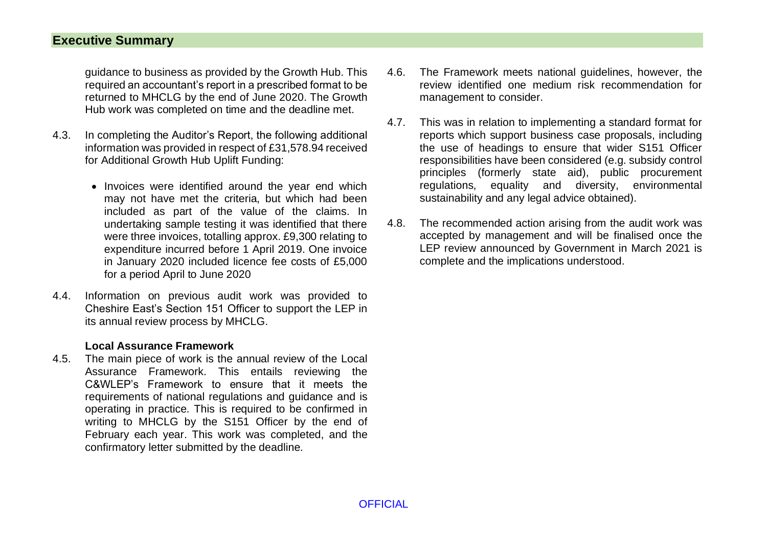## Executive Summary

guidance to business as provided by the Growth Hub. This required an accountant's report in a prescribed format to be returned to MHCLG by the end of June 2020. The Growth Hub work was completed on time and the deadline met.

4.3. In completing the Auditor's Report, the following additional information was provided in respect of £31,578.94 received for Additional Growth Hub Uplift Funding:

- Invoices were identified around the year end which may not have met the criteria, but which had been included as part of the value of the claims. In undertaking sample testing it was identified that there were three invoices, totalling approx. £9,300 relating to expenditure incurred before 1 April 2019. One invoice in January 2020 included licence fee costs of £5,000 for a period April to June 2020

4.4. Information on previous audit work was provided to Cheshire East's Section 151 Officer to support the LEP in its annual review process by MHCLG.

**Local Assurance Framework**

4.5. The main piece of work is the annual review of the Local Assurance Framework. This entails reviewing the C&WLEP's Framework to ensure that it meets the requirements of national regulations and guidance and is operating in practice. This is required to be confirmed in writing to MHCLG by the S151 Officer by the end of February each year. This work was completed, and the confirmatory letter submitted by the deadline.

4.6. The Framework meets national guidelines, however, the review identified one medium risk recommendation for management to consider.

4.7. This was in relation to implementing a standard format for reports which support business case proposals, including the use of headings to ensure that wider S151 Officer responsibilities have been considered (e.g. subsidy control principles (formerly state aid), public procurement regulations, equality and diversity, environmental sustainability and any legal advice obtained).

4.8. The recommended action arising from the audit work was accepted by management and will be finalised once the LEP review announced by Government in March 2021 is complete and the implications understood.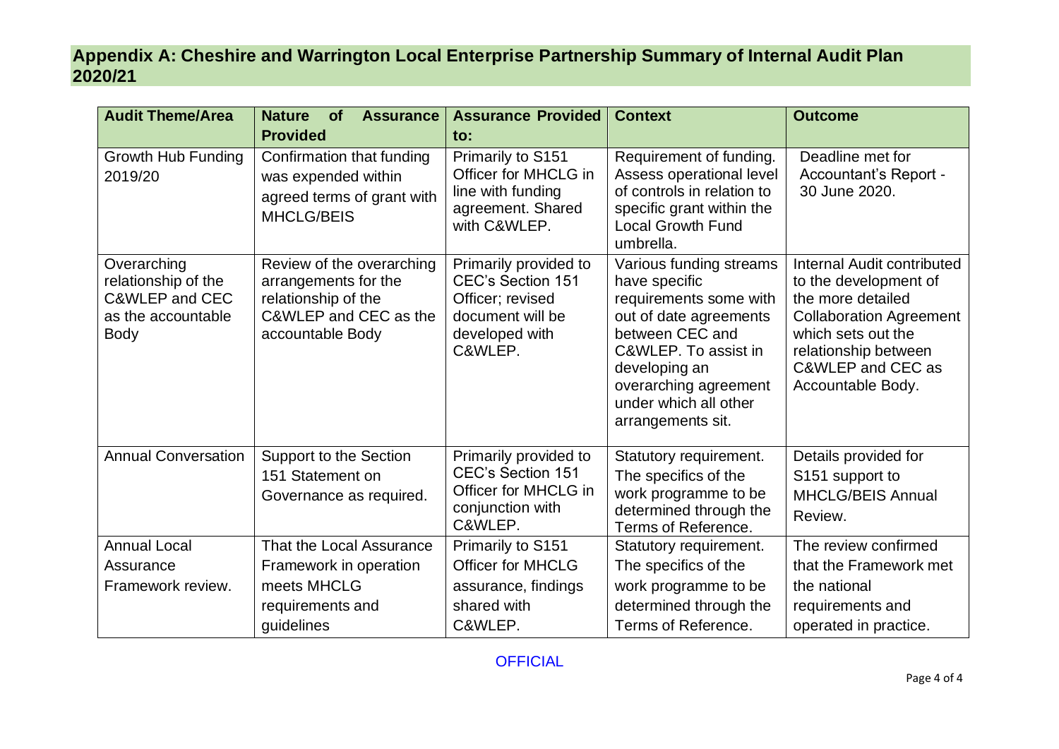## Appendix A: Cheshire and Warrington Local Enterprise Partnership Summary of Internal Audit Plan 2020/21

| Audit Theme/Area | Nature of Assurance Provided | Assurance Provided to: | Context | Outcome |
|---|---|---|---|---|
| Growth Hub Funding 2019/20 | Confirmation that funding was expended within agreed terms of grant with MHCLG/BEIS | Primarily to S151 Officer for MHCLG in line with funding agreement. Shared with C&WLEP. | Requirement of funding. Assess operational level of controls in relation to specific grant within the Local Growth Fund umbrella. | Deadline met for Accountant's Report - 30 June 2020. |
| Overarching relationship of the C&WLEP and CEC as the accountable Body | Review of the overarching arrangements for the relationship of the C&WLEP and CEC as the accountable Body | Primarily provided to CEC's Section 151 Officer; revised document will be developed with C&WLEP. | Various funding streams have specific requirements some with out of date agreements between CEC and C&WLEP. To assist in developing an overarching agreement under which all other arrangements sit. | Internal Audit contributed to the development of the more detailed Collaboration Agreement which sets out the relationship between C&WLEP and CEC as Accountable Body. |
| Annual Conversation | Support to the Section 151 Statement on Governance as required. | Primarily provided to CEC's Section 151 Officer for MHCLG in conjunction with C&WLEP. | Statutory requirement. The specifics of the work programme to be determined through the Terms of Reference. | Details provided for S151 support to MHCLG/BEIS Annual Review. |
| Annual Local Assurance Framework review. | That the Local Assurance Framework in operation meets MHCLG requirements and guidelines | Primarily to S151 Officer for MHCLG assurance, findings shared with C&WLEP. | Statutory requirement. The specifics of the work programme to be determined through the Terms of Reference. | The review confirmed that the Framework met the national requirements and operated in practice. |

OFFICIAL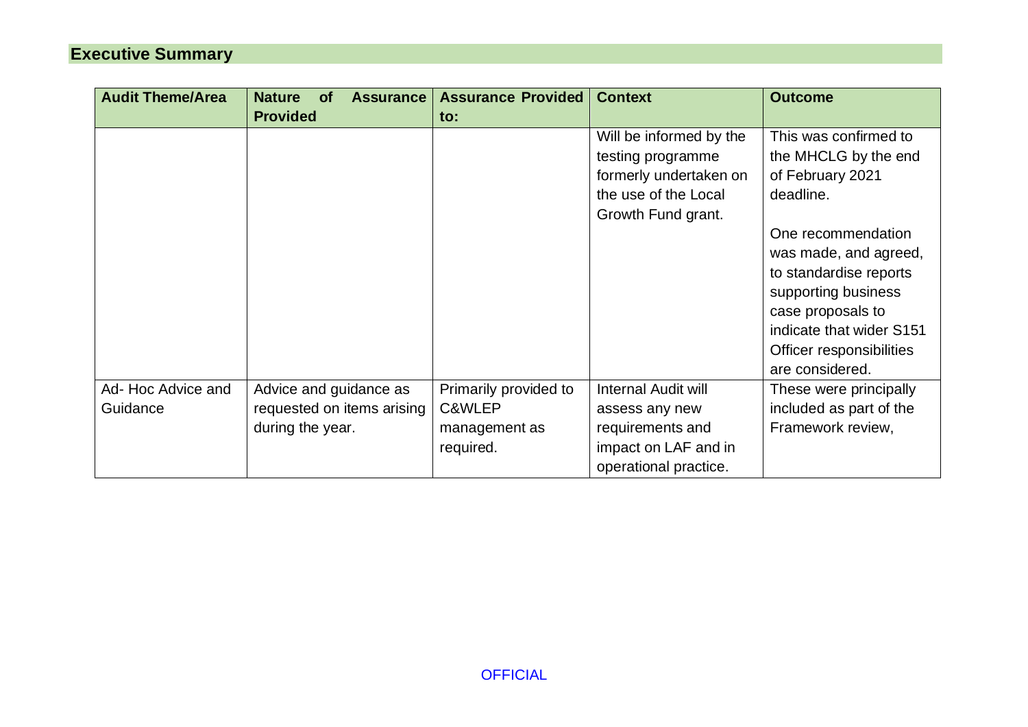## Executive Summary

| Audit Theme/Area | Nature of Assurance Provided | Assurance Provided to: | Context | Outcome |
|---|---|---|---|---|
| | | | Will be informed by the testing programme formerly undertaken on the use of the Local Growth Fund grant. | This was confirmed to the MHCLG by the end of February 2021 deadline.<br><br>One recommendation was made, and agreed, to standardise reports supporting business case proposals to indicate that wider S151 Officer responsibilities are considered. |
| Ad- Hoc Advice and Guidance | Advice and guidance as requested on items arising during the year. | Primarily provided to C&WLEP management as required. | Internal Audit will assess any new requirements and impact on LAF and in operational practice. | These were principally included as part of the Framework review, |